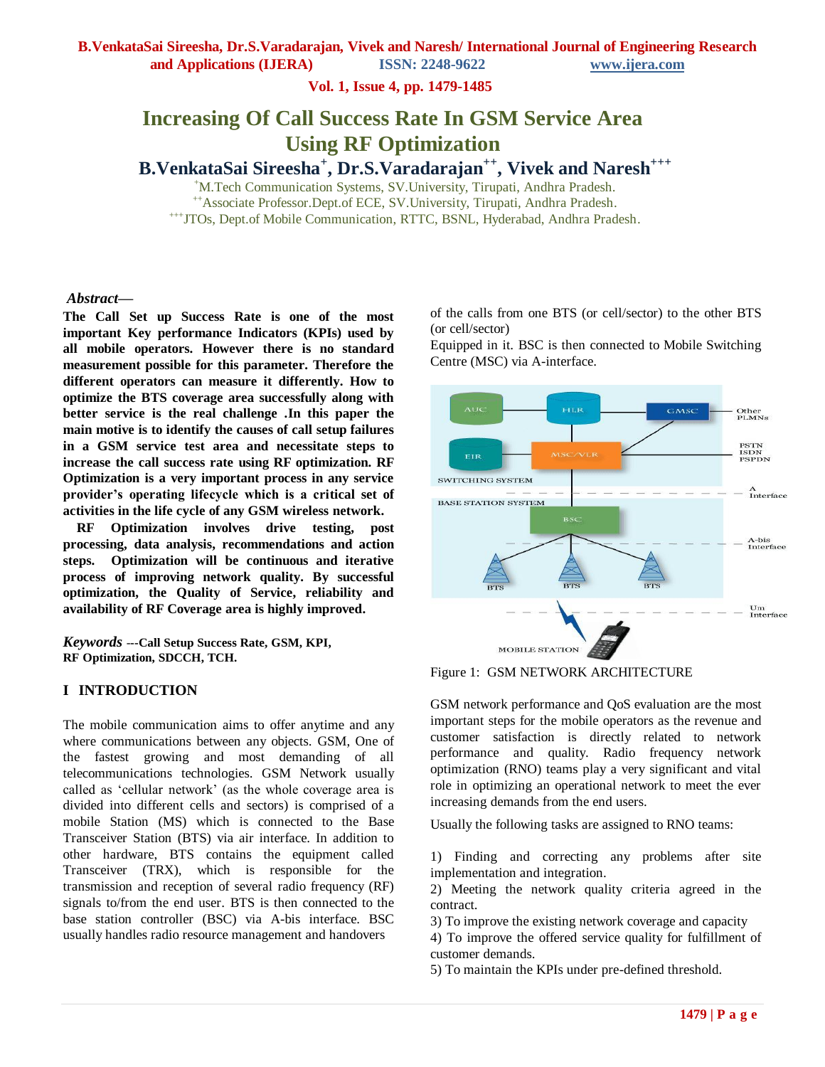# Increasing Of Call Success Rate In GSM Service Area Using RF Optimization

**B.VenkataSai Sireesha[+], Dr.S.Varadarajan[++], Vivek and Naresh[+++]**

[+]M.Tech Communication Systems, SV.University, Tirupati, Andhra Pradesh.
[++]Associate Professor.Dept.of ECE, SV.University, Tirupati, Andhra Pradesh.
[+++]JTOs, Dept.of Mobile Communication, RTTC, BSNL, Hyderabad, Andhra Pradesh.

***Abstract*—**

**The Call Set up Success Rate is one of the most important Key performance Indicators (KPIs) used by all mobile operators. However there is no standard measurement possible for this parameter. Therefore the different operators can measure it differently. How to optimize the BTS coverage area successfully along with better service is the real challenge .In this paper the main motive is to identify the causes of call setup failures in a GSM service test area and necessitate steps to increase the call success rate using RF optimization. RF Optimization is a very important process in any service provider's operating lifecycle which is a critical set of activities in the life cycle of any GSM wireless network.**

**RF Optimization involves drive testing, post processing, data analysis, recommendations and action steps. Optimization will be continuous and iterative process of improving network quality. By successful optimization, the Quality of Service, reliability and availability of RF Coverage area is highly improved.**

***Keywords*** **---Call Setup Success Rate, GSM, KPI, RF Optimization, SDCCH, TCH.**

## I INTRODUCTION

The mobile communication aims to offer anytime and any where communications between any objects. GSM, One of the fastest growing and most demanding of all telecommunications technologies. GSM Network usually called as 'cellular network' (as the whole coverage area is divided into different cells and sectors) is comprised of a mobile Station (MS) which is connected to the Base Transceiver Station (BTS) via air interface. In addition to other hardware, BTS contains the equipment called Transceiver (TRX), which is responsible for the transmission and reception of several radio frequency (RF) signals to/from the end user. BTS is then connected to the base station controller (BSC) via A-bis interface. BSC usually handles radio resource management and handovers of the calls from one BTS (or cell/sector) to the other BTS (or cell/sector)

Equipped in it. BSC is then connected to Mobile Switching Centre (MSC) via A-interface.

Figure 1: GSM NETWORK ARCHITECTURE

GSM network performance and QoS evaluation are the most important steps for the mobile operators as the revenue and customer satisfaction is directly related to network performance and quality. Radio frequency network optimization (RNO) teams play a very significant and vital role in optimizing an operational network to meet the ever increasing demands from the end users.

Usually the following tasks are assigned to RNO teams:

1) Finding and correcting any problems after site implementation and integration.
2) Meeting the network quality criteria agreed in the contract.
3) To improve the existing network coverage and capacity
4) To improve the offered service quality for fulfillment of customer demands.
5) To maintain the KPIs under pre-defined threshold.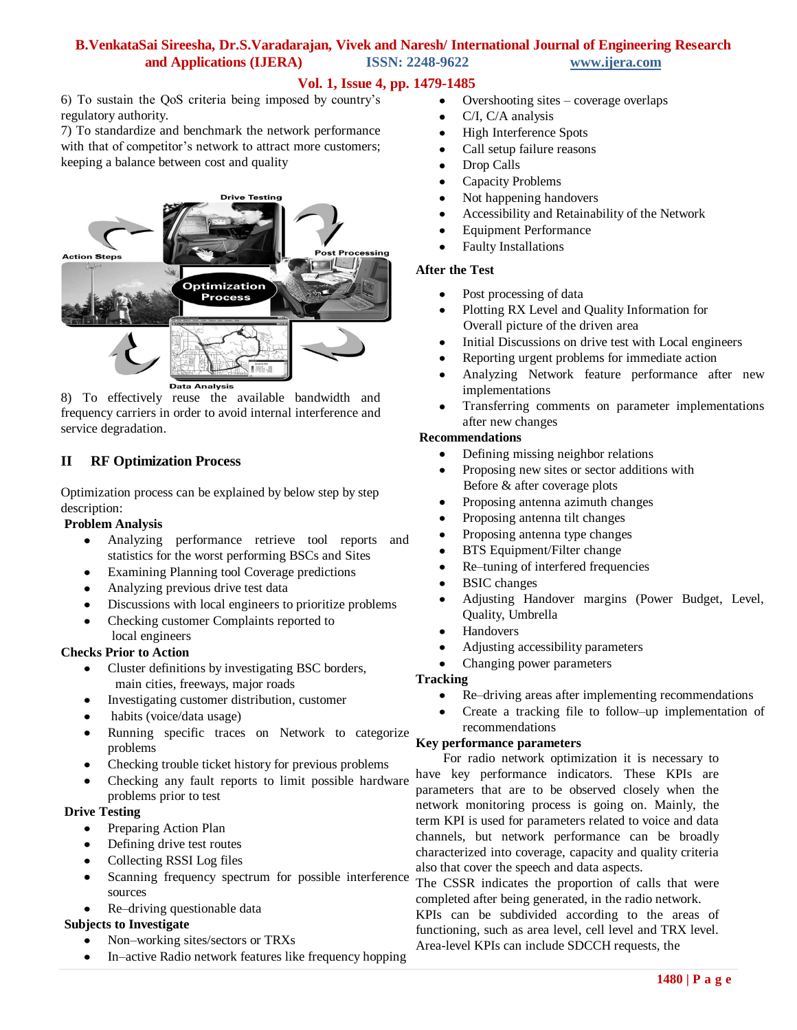6) To sustain the QoS criteria being imposed by country's regulatory authority.

7) To standardize and benchmark the network performance with that of competitor's network to attract more customers; keeping a balance between cost and quality

8) To effectively reuse the available bandwidth and frequency carriers in order to avoid internal interference and service degradation.

## II RF Optimization Process

Optimization process can be explained by below step by step description:

**Problem Analysis**

- Analyzing performance retrieve tool reports and statistics for the worst performing BSCs and Sites
- Examining Planning tool Coverage predictions
- Analyzing previous drive test data
- Discussions with local engineers to prioritize problems
- Checking customer Complaints reported to local engineers

**Checks Prior to Action**

- Cluster definitions by investigating BSC borders, main cities, freeways, major roads
- Investigating customer distribution, customer
- habits (voice/data usage)
- Running specific traces on Network to categorize problems
- Checking trouble ticket history for previous problems
- Checking any fault reports to limit possible hardware problems prior to test

**Drive Testing**

- Preparing Action Plan
- Defining drive test routes
- Collecting RSSI Log files
- Scanning frequency spectrum for possible interference sources
- Re–driving questionable data

**Subjects to Investigate**

- Non–working sites/sectors or TRXs
- In–active Radio network features like frequency hopping
- Overshooting sites – coverage overlaps
- C/I, C/A analysis
- High Interference Spots
- Call setup failure reasons
- Drop Calls
- Capacity Problems
- Not happening handovers
- Accessibility and Retainability of the Network
- Equipment Performance
- Faulty Installations

**After the Test**

- Post processing of data
- Plotting RX Level and Quality Information for Overall picture of the driven area
- Initial Discussions on drive test with Local engineers
- Reporting urgent problems for immediate action
- Analyzing Network feature performance after new implementations
- Transferring comments on parameter implementations after new changes

**Recommendations**

- Defining missing neighbor relations
- Proposing new sites or sector additions with Before & after coverage plots
- Proposing antenna azimuth changes
- Proposing antenna tilt changes
- Proposing antenna type changes
- BTS Equipment/Filter change
- Re–tuning of interfered frequencies
- BSIC changes
- Adjusting Handover margins (Power Budget, Level, Quality, Umbrella
- Handovers
- Adjusting accessibility parameters
- Changing power parameters

**Tracking**

- Re–driving areas after implementing recommendations
- Create a tracking file to follow–up implementation of recommendations

**Key performance parameters**

For radio network optimization it is necessary to have key performance indicators. These KPIs are parameters that are to be observed closely when the network monitoring process is going on. Mainly, the term KPI is used for parameters related to voice and data channels, but network performance can be broadly characterized into coverage, capacity and quality criteria also that cover the speech and data aspects.

The CSSR indicates the proportion of calls that were completed after being generated, in the radio network.

KPIs can be subdivided according to the areas of functioning, such as area level, cell level and TRX level. Area-level KPIs can include SDCCH requests, the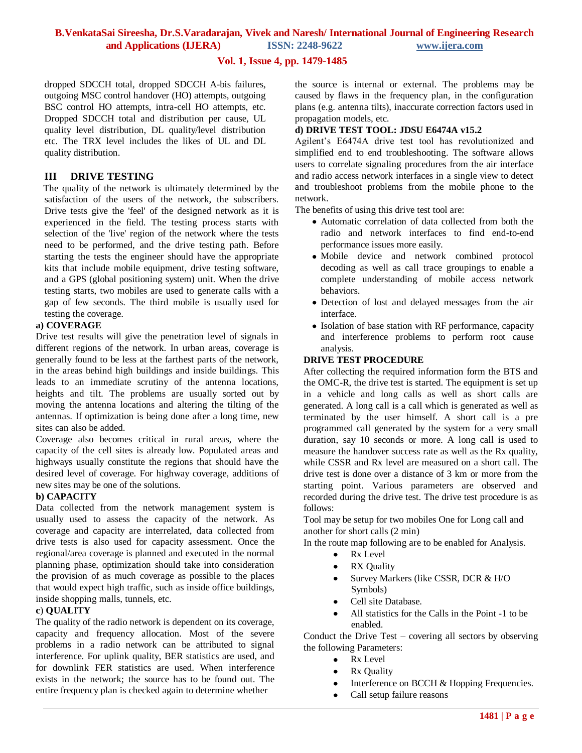dropped SDCCH total, dropped SDCCH A-bis failures, outgoing MSC control handover (HO) attempts, outgoing BSC control HO attempts, intra-cell HO attempts, etc. Dropped SDCCH total and distribution per cause, UL quality level distribution, DL quality/level distribution etc. The TRX level includes the likes of UL and DL quality distribution.

## III DRIVE TESTING

The quality of the network is ultimately determined by the satisfaction of the users of the network, the subscribers. Drive tests give the 'feel' of the designed network as it is experienced in the field. The testing process starts with selection of the 'live' region of the network where the tests need to be performed, and the drive testing path. Before starting the tests the engineer should have the appropriate kits that include mobile equipment, drive testing software, and a GPS (global positioning system) unit. When the drive testing starts, two mobiles are used to generate calls with a gap of few seconds. The third mobile is usually used for testing the coverage.

**a) COVERAGE**

Drive test results will give the penetration level of signals in different regions of the network. In urban areas, coverage is generally found to be less at the farthest parts of the network, in the areas behind high buildings and inside buildings. This leads to an immediate scrutiny of the antenna locations, heights and tilt. The problems are usually sorted out by moving the antenna locations and altering the tilting of the antennas. If optimization is being done after a long time, new sites can also be added.

Coverage also becomes critical in rural areas, where the capacity of the cell sites is already low. Populated areas and highways usually constitute the regions that should have the desired level of coverage. For highway coverage, additions of new sites may be one of the solutions.

**b) CAPACITY**

Data collected from the network management system is usually used to assess the capacity of the network. As coverage and capacity are interrelated, data collected from drive tests is also used for capacity assessment. Once the regional/area coverage is planned and executed in the normal planning phase, optimization should take into consideration the provision of as much coverage as possible to the places that would expect high traffic, such as inside office buildings, inside shopping malls, tunnels, etc.

**c) QUALITY**

The quality of the radio network is dependent on its coverage, capacity and frequency allocation. Most of the severe problems in a radio network can be attributed to signal interference. For uplink quality, BER statistics are used, and for downlink FER statistics are used. When interference exists in the network; the source has to be found out. The entire frequency plan is checked again to determine whether the source is internal or external. The problems may be caused by flaws in the frequency plan, in the configuration plans (e.g. antenna tilts), inaccurate correction factors used in propagation models, etc.

**d) DRIVE TEST TOOL: JDSU E6474A v15.2**

Agilent's E6474A drive test tool has revolutionized and simplified end to end troubleshooting. The software allows users to correlate signaling procedures from the air interface and radio access network interfaces in a single view to detect and troubleshoot problems from the mobile phone to the network.

The benefits of using this drive test tool are:

- Automatic correlation of data collected from both the radio and network interfaces to find end-to-end performance issues more easily.
- Mobile device and network combined protocol decoding as well as call trace groupings to enable a complete understanding of mobile access network behaviors.
- Detection of lost and delayed messages from the air interface.
- Isolation of base station with RF performance, capacity and interference problems to perform root cause analysis.

**DRIVE TEST PROCEDURE**

After collecting the required information form the BTS and the OMC-R, the drive test is started. The equipment is set up in a vehicle and long calls as well as short calls are generated. A long call is a call which is generated as well as terminated by the user himself. A short call is a pre programmed call generated by the system for a very small duration, say 10 seconds or more. A long call is used to measure the handover success rate as well as the Rx quality, while CSSR and Rx level are measured on a short call. The drive test is done over a distance of 3 km or more from the starting point. Various parameters are observed and recorded during the drive test. The drive test procedure is as follows:

Tool may be setup for two mobiles One for Long call and another for short calls (2 min)

In the route map following are to be enabled for Analysis.

- Rx Level
- RX Quality
- Survey Markers (like CSSR, DCR & H/O Symbols)
- Cell site Database.
- All statistics for the Calls in the Point -1 to be enabled.

Conduct the Drive Test – covering all sectors by observing the following Parameters:

- Rx Level
- Rx Quality
- Interference on BCCH & Hopping Frequencies.
- Call setup failure reasons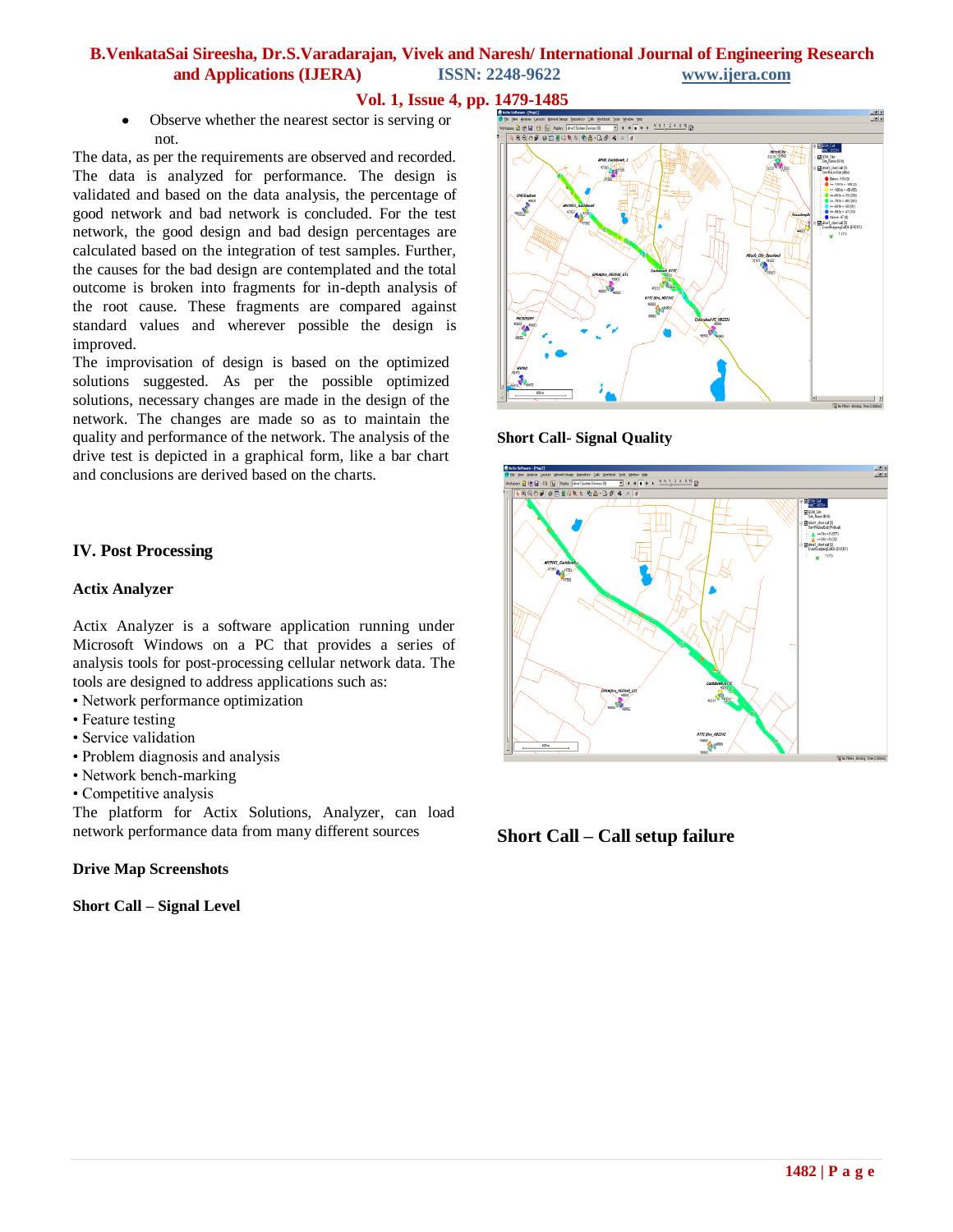- Observe whether the nearest sector is serving or not.

The data, as per the requirements are observed and recorded. The data is analyzed for performance. The design is validated and based on the data analysis, the percentage of good network and bad network is concluded. For the test network, the good design and bad design percentages are calculated based on the integration of test samples. Further, the causes for the bad design are contemplated and the total outcome is broken into fragments for in-depth analysis of the root cause. These fragments are compared against standard values and wherever possible the design is improved.

The improvisation of design is based on the optimized solutions suggested. As per the possible optimized solutions, necessary changes are made in the design of the network. The changes are made so as to maintain the quality and performance of the network. The analysis of the drive test is depicted in a graphical form, like a bar chart and conclusions are derived based on the charts.

## IV. Post Processing

### Actix Analyzer

Actix Analyzer is a software application running under Microsoft Windows on a PC that provides a series of analysis tools for post-processing cellular network data. The tools are designed to address applications such as:

- Network performance optimization
- Feature testing
- Service validation
- Problem diagnosis and analysis
- Network bench-marking
- Competitive analysis

The platform for Actix Solutions, Analyzer, can load network performance data from many different sources

### Drive Map Screenshots

**Short Call – Signal Level**

**Short Call- Signal Quality**

**Short Call – Call setup failure**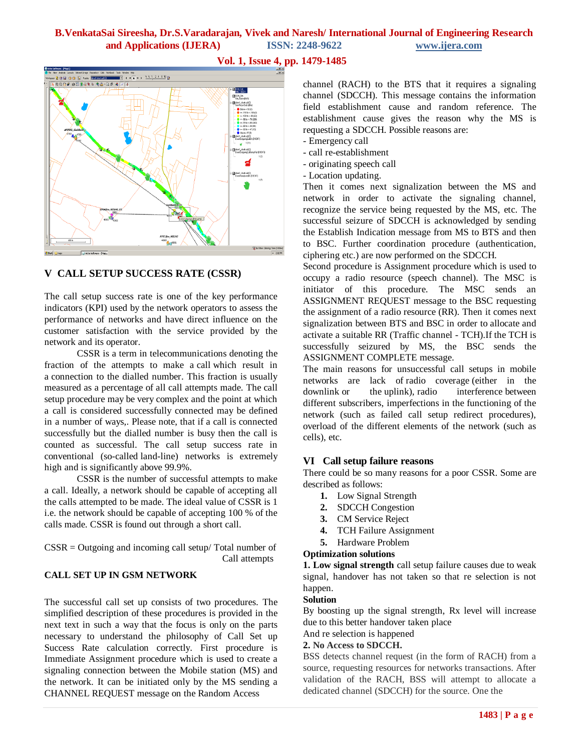## V CALL SETUP SUCCESS RATE (CSSR)

The call setup success rate is one of the key performance indicators (KPI) used by the network operators to assess the performance of networks and have direct influence on the customer satisfaction with the service provided by the network and its operator.

CSSR is a term in telecommunications denoting the fraction of the attempts to make a call which result in a connection to the dialled number. This fraction is usually measured as a percentage of all call attempts made. The call setup procedure may be very complex and the point at which a call is considered successfully connected may be defined in a number of ways,. Please note, that if a call is connected successfully but the dialled number is busy then the call is counted as successful. The call setup success rate in conventional (so-called land-line) networks is extremely high and is significantly above 99.9%.

CSSR is the number of successful attempts to make a call. Ideally, a network should be capable of accepting all the calls attempted to be made. The ideal value of CSSR is 1 i.e. the network should be capable of accepting 100 % of the calls made. CSSR is found out through a short call.

CSSR = Outgoing and incoming call setup/ Total number of Call attempts

### CALL SET UP IN GSM NETWORK

The successful call set up consists of two procedures. The simplified description of these procedures is provided in the next text in such a way that the focus is only on the parts necessary to understand the philosophy of Call Set up Success Rate calculation correctly. First procedure is Immediate Assignment procedure which is used to create a signaling connection between the Mobile station (MS) and the network. It can be initiated only by the MS sending a CHANNEL REQUEST message on the Random Access channel (RACH) to the BTS that it requires a signaling channel (SDCCH). This message contains the information field establishment cause and random reference. The establishment cause gives the reason why the MS is requesting a SDCCH. Possible reasons are:

- Emergency call
- call re-establishment
- originating speech call
- Location updating.

Then it comes next signalization between the MS and network in order to activate the signaling channel, recognize the service being requested by the MS, etc. The successful seizure of SDCCH is acknowledged by sending the Establish Indication message from MS to BTS and then to BSC. Further coordination procedure (authentication, ciphering etc.) are now performed on the SDCCH.

Second procedure is Assignment procedure which is used to occupy a radio resource (speech channel). The MSC is initiator of this procedure. The MSC sends an ASSIGNMENT REQUEST message to the BSC requesting the assignment of a radio resource (RR). Then it comes next signalization between BTS and BSC in order to allocate and activate a suitable RR (Traffic channel - TCH).If the TCH is successfully seized by MS, the BSC sends the ASSIGNMENT COMPLETE message.

The main reasons for unsuccessful call setups in mobile networks are lack of radio coverage (either in the downlink or the uplink), radio interference between different subscribers, imperfections in the functioning of the network (such as failed call setup redirect procedures), overload of the different elements of the network (such as cells), etc.

## VI Call setup failure reasons

There could be so many reasons for a poor CSSR. Some are described as follows:

1. Low Signal Strength
2. SDCCH Congestion
3. CM Service Reject
4. TCH Failure Assignment
5. Hardware Problem

**Optimization solutions**

**1. Low signal strength** call setup failure causes due to weak signal, handover has not taken so that re selection is not happen.

**Solution**

By boosting up the signal strength, Rx level will increase due to this better handover taken place

And re selection is happened

**2. No Access to SDCCH.**

BSS detects channel request (in the form of RACH) from a source, requesting resources for networks transactions. After validation of the RACH, BSS will attempt to allocate a dedicated channel (SDCCH) for the source. One the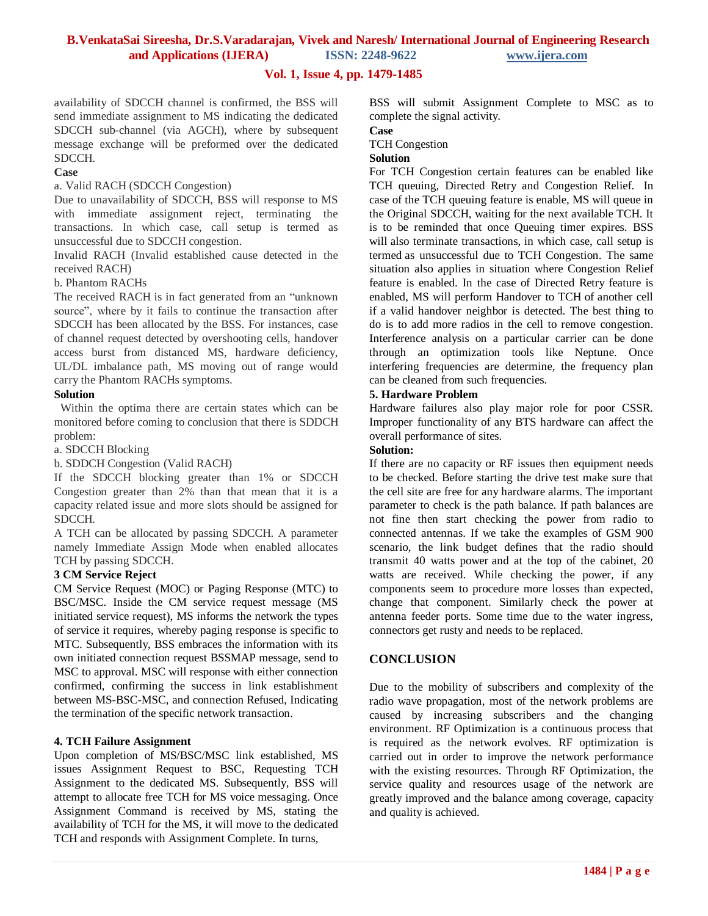availability of SDCCH channel is confirmed, the BSS will send immediate assignment to MS indicating the dedicated SDCCH sub-channel (via AGCH), where by subsequent message exchange will be preformed over the dedicated SDCCH.

**Case**

a. Valid RACH (SDCCH Congestion)

Due to unavailability of SDCCH, BSS will response to MS with immediate assignment reject, terminating the transactions. In which case, call setup is termed as unsuccessful due to SDCCH congestion.

Invalid RACH (Invalid established cause detected in the received RACH)

b. Phantom RACHs

The received RACH is in fact generated from an "unknown source", where by it fails to continue the transaction after SDCCH has been allocated by the BSS. For instances, case of channel request detected by overshooting cells, handover access burst from distanced MS, hardware deficiency, UL/DL imbalance path, MS moving out of range would carry the Phantom RACHs symptoms.

**Solution**

Within the optima there are certain states which can be monitored before coming to conclusion that there is SDDCH problem:

a. SDCCH Blocking

b. SDDCH Congestion (Valid RACH)

If the SDCCH blocking greater than 1% or SDCCH Congestion greater than 2% than that mean that it is a capacity related issue and more slots should be assigned for SDCCH.

A TCH can be allocated by passing SDCCH. A parameter namely Immediate Assign Mode when enabled allocates TCH by passing SDCCH.

### 3 CM Service Reject

CM Service Request (MOC) or Paging Response (MTC) to BSC/MSC. Inside the CM service request message (MS initiated service request), MS informs the network the types of service it requires, whereby paging response is specific to MTC. Subsequently, BSS embraces the information with its own initiated connection request BSSMAP message, send to MSC to approval. MSC will response with either connection confirmed, confirming the success in link establishment between MS-BSC-MSC, and connection Refused, Indicating the termination of the specific network transaction.

### 4. TCH Failure Assignment

Upon completion of MS/BSC/MSC link established, MS issues Assignment Request to BSC, Requesting TCH Assignment to the dedicated MS. Subsequently, BSS will attempt to allocate free TCH for MS voice messaging. Once Assignment Command is received by MS, stating the availability of TCH for the MS, it will move to the dedicated TCH and responds with Assignment Complete. In turns, BSS will submit Assignment Complete to MSC as to complete the signal activity.

**Case**

TCH Congestion

**Solution**

For TCH Congestion certain features can be enabled like TCH queuing, Directed Retry and Congestion Relief. In case of the TCH queuing feature is enable, MS will queue in the Original SDCCH, waiting for the next available TCH. It is to be reminded that once Queuing timer expires. BSS will also terminate transactions, in which case, call setup is termed as unsuccessful due to TCH Congestion. The same situation also applies in situation where Congestion Relief feature is enabled. In the case of Directed Retry feature is enabled, MS will perform Handover to TCH of another cell if a valid handover neighbor is detected. The best thing to do is to add more radios in the cell to remove congestion. Interference analysis on a particular carrier can be done through an optimization tools like Neptune. Once interfering frequencies are determine, the frequency plan can be cleaned from such frequencies.

### 5. Hardware Problem

Hardware failures also play major role for poor CSSR. Improper functionality of any BTS hardware can affect the overall performance of sites.

**Solution:**

If there are no capacity or RF issues then equipment needs to be checked. Before starting the drive test make sure that the cell site are free for any hardware alarms. The important parameter to check is the path balance. If path balances are not fine then start checking the power from radio to connected antennas. If we take the examples of GSM 900 scenario, the link budget defines that the radio should transmit 40 watts power and at the top of the cabinet, 20 watts are received. While checking the power, if any components seem to procedure more losses than expected, change that component. Similarly check the power at antenna feeder ports. Some time due to the water ingress, connectors get rusty and needs to be replaced.

## CONCLUSION

Due to the mobility of subscribers and complexity of the radio wave propagation, most of the network problems are caused by increasing subscribers and the changing environment. RF Optimization is a continuous process that is required as the network evolves. RF optimization is carried out in order to improve the network performance with the existing resources. Through RF Optimization, the service quality and resources usage of the network are greatly improved and the balance among coverage, capacity and quality is achieved.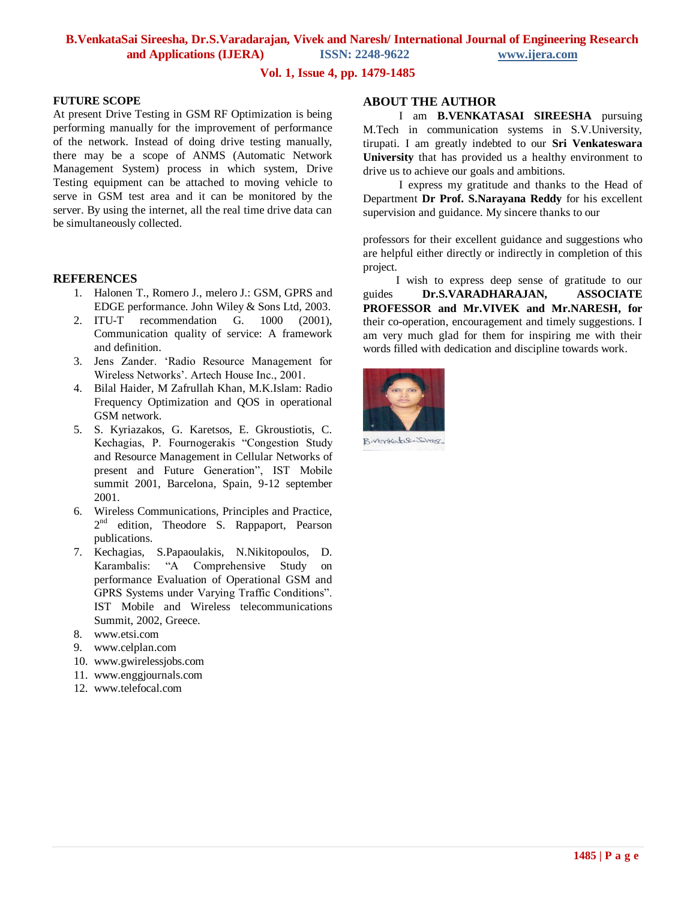## FUTURE SCOPE

At present Drive Testing in GSM RF Optimization is being performing manually for the improvement of performance of the network. Instead of doing drive testing manually, there may be a scope of ANMS (Automatic Network Management System) process in which system, Drive Testing equipment can be attached to moving vehicle to serve in GSM test area and it can be monitored by the server. By using the internet, all the real time drive data can be simultaneously collected.

## REFERENCES

1. Halonen T., Romero J., melero J.: GSM, GPRS and EDGE performance. John Wiley & Sons Ltd, 2003.
2. ITU-T recommendation G. 1000 (2001), Communication quality of service: A framework and definition.
3. Jens Zander. 'Radio Resource Management for Wireless Networks'. Artech House Inc., 2001.
4. Bilal Haider, M Zafrullah Khan, M.K.Islam: Radio Frequency Optimization and QOS in operational GSM network.
5. S. Kyriazakos, G. Karetsos, E. Gkroustiotis, C. Kechagias, P. Fournogerakis "Congestion Study and Resource Management in Cellular Networks of present and Future Generation", IST Mobile summit 2001, Barcelona, Spain, 9-12 september 2001.
6. Wireless Communications, Principles and Practice, 2nd edition, Theodore S. Rappaport, Pearson publications.
7. Kechagias, S.Papaoulakis, N.Nikitopoulos, D. Karambalis: "A Comprehensive Study on performance Evaluation of Operational GSM and GPRS Systems under Varying Traffic Conditions". IST Mobile and Wireless telecommunications Summit, 2002, Greece.
8. www.etsi.com
9. www.celplan.com
10. www.gwirelessjobs.com
11. www.enggjournals.com
12. www.telefocal.com

## ABOUT THE AUTHOR

I am **B.VENKATASAI SIREESHA** pursuing M.Tech in communication systems in S.V.University, tirupati. I am greatly indebted to our **Sri Venkateswara University** that has provided us a healthy environment to drive us to achieve our goals and ambitions.

I express my gratitude and thanks to the Head of Department **Dr Prof. S.Narayana Reddy** for his excellent supervision and guidance. My sincere thanks to our professors for their excellent guidance and suggestions who are helpful either directly or indirectly in completion of this project.

I wish to express deep sense of gratitude to our guides **Dr.S.VARADHARAJAN, ASSOCIATE PROFESSOR and Mr.VIVEK and Mr.NARESH, for** their co-operation, encouragement and timely suggestions. I am very much glad for them for inspiring me with their words filled with dedication and discipline towards work.